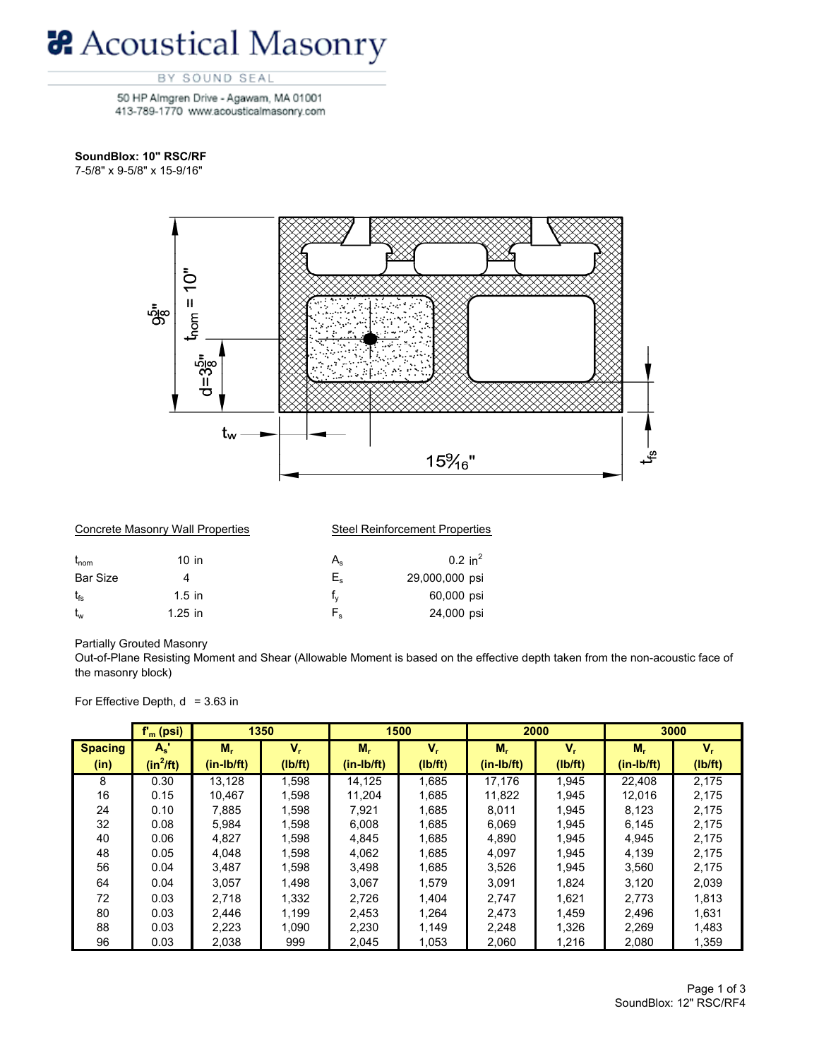# Acoustical Masonry

BY SOUND SEAL

50 HP Almgren Drive - Agawam, MA 01001
413-789-1770 www.acousticalmasonry.com

**SoundBlox: 10" RSC/RF**
7-5/8" x 9-5/8" x 15-9/16"

Concrete Masonry Wall Properties

| | |
|---|---|
| $t_{nom}$ | 10 in |
| Bar Size | 4 |
| $t_{fs}$ | 1.5 in |
| $t_w$ | 1.25 in |

Steel Reinforcement Properties

| | |
|---|---|
| $A_s$ | 0.2 $in^2$ |
| $E_s$ | 29,000,000 psi |
| $f_y$ | 60,000 psi |
| $F_s$ | 24,000 psi |

Partially Grouted Masonry
Out-of-Plane Resisting Moment and Shear (Allowable Moment is based on the effective depth taken from the non-acoustic face of the masonry block)

For Effective Depth, d = 3.63 in

| | $f'_m$ (psi) | 1350 | | 1500 | | 2000 | | 3000 | |
|---|---|---|---|---|---|---|---|---|---|
| Spacing (in) | $A_s'$ ($in^2$/ft) | $M_r$ (in-lb/ft) | $V_r$ (lb/ft) | $M_r$ (in-lb/ft) | $V_r$ (lb/ft) | $M_r$ (in-lb/ft) | $V_r$ (lb/ft) | $M_r$ (in-lb/ft) | $V_r$ (lb/ft) |
| 8 | 0.30 | 13,128 | 1,598 | 14,125 | 1,685 | 17,176 | 1,945 | 22,408 | 2,175 |
| 16 | 0.15 | 10,467 | 1,598 | 11,204 | 1,685 | 11,822 | 1,945 | 12,016 | 2,175 |
| 24 | 0.10 | 7,885 | 1,598 | 7,921 | 1,685 | 8,011 | 1,945 | 8,123 | 2,175 |
| 32 | 0.08 | 5,984 | 1,598 | 6,008 | 1,685 | 6,069 | 1,945 | 6,145 | 2,175 |
| 40 | 0.06 | 4,827 | 1,598 | 4,845 | 1,685 | 4,890 | 1,945 | 4,945 | 2,175 |
| 48 | 0.05 | 4,048 | 1,598 | 4,062 | 1,685 | 4,097 | 1,945 | 4,139 | 2,175 |
| 56 | 0.04 | 3,487 | 1,598 | 3,498 | 1,685 | 3,526 | 1,945 | 3,560 | 2,175 |
| 64 | 0.04 | 3,057 | 1,498 | 3,067 | 1,579 | 3,091 | 1,824 | 3,120 | 2,039 |
| 72 | 0.03 | 2,718 | 1,332 | 2,726 | 1,404 | 2,747 | 1,621 | 2,773 | 1,813 |
| 80 | 0.03 | 2,446 | 1,199 | 2,453 | 1,264 | 2,473 | 1,459 | 2,496 | 1,631 |
| 88 | 0.03 | 2,223 | 1,090 | 2,230 | 1,149 | 2,248 | 1,326 | 2,269 | 1,483 |
| 96 | 0.03 | 2,038 | 999 | 2,045 | 1,053 | 2,060 | 1,216 | 2,080 | 1,359 |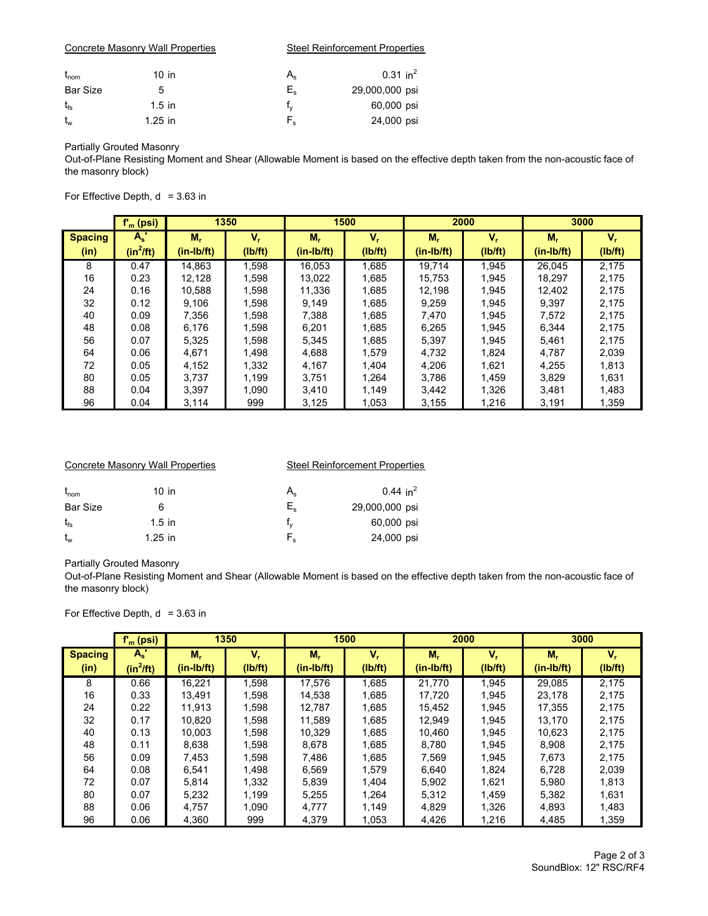Concrete Masonry Wall Properties

| | |
|---|---|
| $t_{nom}$ | 10 in |
| Bar Size | 5 |
| $t_{fs}$ | 1.5 in |
| $t_w$ | 1.25 in |

Steel Reinforcement Properties

| | |
|---|---|
| $A_s$ | 0.31 $in^2$ |
| $E_s$ | 29,000,000 psi |
| $f_y$ | 60,000 psi |
| $F_s$ | 24,000 psi |

Partially Grouted Masonry
Out-of-Plane Resisting Moment and Shear (Allowable Moment is based on the effective depth taken from the non-acoustic face of the masonry block)

For Effective Depth, d = 3.63 in

| | $f'_m$ (psi) | 1350 | | 1500 | | 2000 | | 3000 | |
|---|---|---|---|---|---|---|---|---|---|
| Spacing (in) | $A_s'$ ($in^2$/ft) | $M_r$ (in-lb/ft) | $V_r$ (lb/ft) | $M_r$ (in-lb/ft) | $V_r$ (lb/ft) | $M_r$ (in-lb/ft) | $V_r$ (lb/ft) | $M_r$ (in-lb/ft) | $V_r$ (lb/ft) |
| 8 | 0.47 | 14,863 | 1,598 | 16,053 | 1,685 | 19,714 | 1,945 | 26,045 | 2,175 |
| 16 | 0.23 | 12,128 | 1,598 | 13,022 | 1,685 | 15,753 | 1,945 | 18,297 | 2,175 |
| 24 | 0.16 | 10,588 | 1,598 | 11,336 | 1,685 | 12,198 | 1,945 | 12,402 | 2,175 |
| 32 | 0.12 | 9,106 | 1,598 | 9,149 | 1,685 | 9,259 | 1,945 | 9,397 | 2,175 |
| 40 | 0.09 | 7,356 | 1,598 | 7,388 | 1,685 | 7,470 | 1,945 | 7,572 | 2,175 |
| 48 | 0.08 | 6,176 | 1,598 | 6,201 | 1,685 | 6,265 | 1,945 | 6,344 | 2,175 |
| 56 | 0.07 | 5,325 | 1,598 | 5,345 | 1,685 | 5,397 | 1,945 | 5,461 | 2,175 |
| 64 | 0.06 | 4,671 | 1,498 | 4,688 | 1,579 | 4,732 | 1,824 | 4,787 | 2,039 |
| 72 | 0.05 | 4,152 | 1,332 | 4,167 | 1,404 | 4,206 | 1,621 | 4,255 | 1,813 |
| 80 | 0.05 | 3,737 | 1,199 | 3,751 | 1,264 | 3,786 | 1,459 | 3,829 | 1,631 |
| 88 | 0.04 | 3,397 | 1,090 | 3,410 | 1,149 | 3,442 | 1,326 | 3,481 | 1,483 |
| 96 | 0.04 | 3,114 | 999 | 3,125 | 1,053 | 3,155 | 1,216 | 3,191 | 1,359 |

Concrete Masonry Wall Properties

| | |
|---|---|
| $t_{nom}$ | 10 in |
| Bar Size | 6 |
| $t_{fs}$ | 1.5 in |
| $t_w$ | 1.25 in |

Steel Reinforcement Properties

| | |
|---|---|
| $A_s$ | 0.44 $in^2$ |
| $E_s$ | 29,000,000 psi |
| $f_y$ | 60,000 psi |
| $F_s$ | 24,000 psi |

Partially Grouted Masonry
Out-of-Plane Resisting Moment and Shear (Allowable Moment is based on the effective depth taken from the non-acoustic face of the masonry block)

For Effective Depth, d = 3.63 in

| | $f'_m$ (psi) | 1350 | | 1500 | | 2000 | | 3000 | |
|---|---|---|---|---|---|---|---|---|---|
| Spacing (in) | $A_s'$ ($in^2$/ft) | $M_r$ (in-lb/ft) | $V_r$ (lb/ft) | $M_r$ (in-lb/ft) | $V_r$ (lb/ft) | $M_r$ (in-lb/ft) | $V_r$ (lb/ft) | $M_r$ (in-lb/ft) | $V_r$ (lb/ft) |
| 8 | 0.66 | 16,221 | 1,598 | 17,576 | 1,685 | 21,770 | 1,945 | 29,085 | 2,175 |
| 16 | 0.33 | 13,491 | 1,598 | 14,538 | 1,685 | 17,720 | 1,945 | 23,178 | 2,175 |
| 24 | 0.22 | 11,913 | 1,598 | 12,787 | 1,685 | 15,452 | 1,945 | 17,355 | 2,175 |
| 32 | 0.17 | 10,820 | 1,598 | 11,589 | 1,685 | 12,949 | 1,945 | 13,170 | 2,175 |
| 40 | 0.13 | 10,003 | 1,598 | 10,329 | 1,685 | 10,460 | 1,945 | 10,623 | 2,175 |
| 48 | 0.11 | 8,638 | 1,598 | 8,678 | 1,685 | 8,780 | 1,945 | 8,908 | 2,175 |
| 56 | 0.09 | 7,453 | 1,598 | 7,486 | 1,685 | 7,569 | 1,945 | 7,673 | 2,175 |
| 64 | 0.08 | 6,541 | 1,498 | 6,569 | 1,579 | 6,640 | 1,824 | 6,728 | 2,039 |
| 72 | 0.07 | 5,814 | 1,332 | 5,839 | 1,404 | 5,902 | 1,621 | 5,980 | 1,813 |
| 80 | 0.07 | 5,232 | 1,199 | 5,255 | 1,264 | 5,312 | 1,459 | 5,382 | 1,631 |
| 88 | 0.06 | 4,757 | 1,090 | 4,777 | 1,149 | 4,829 | 1,326 | 4,893 | 1,483 |
| 96 | 0.06 | 4,360 | 999 | 4,379 | 1,053 | 4,426 | 1,216 | 4,485 | 1,359 |

SoundBlox: 12" RSC/RF4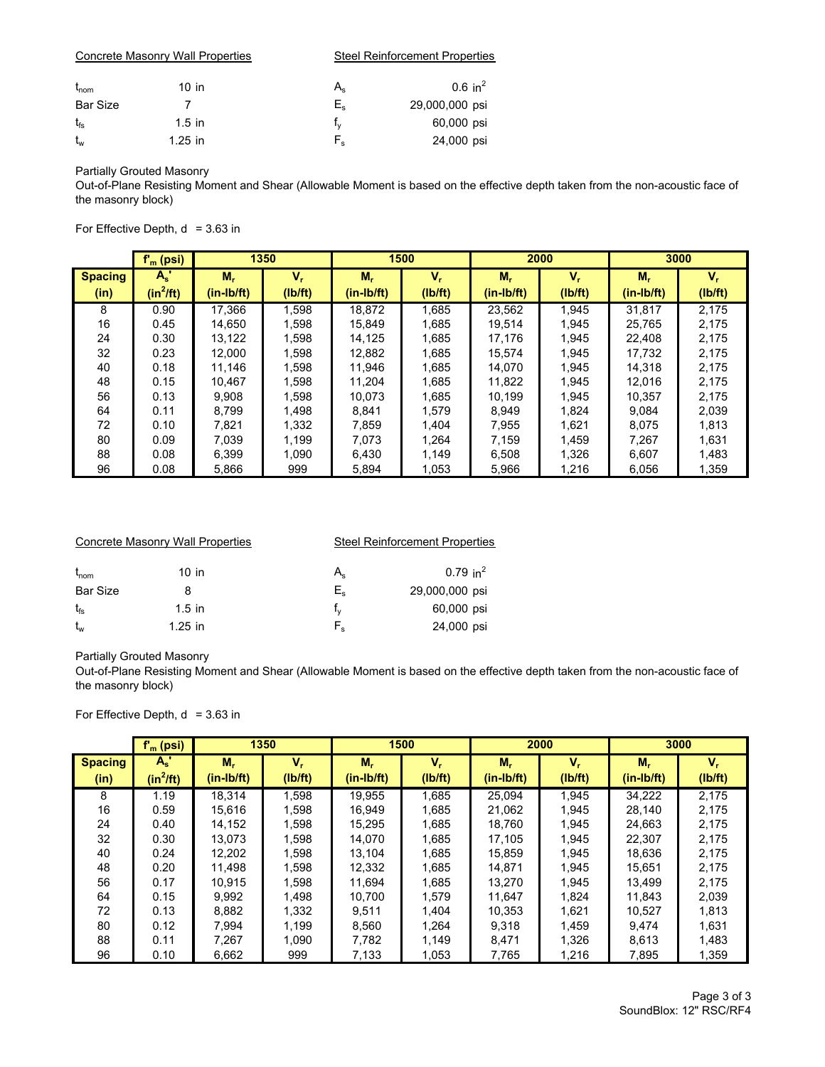Concrete Masonry Wall Properties

| | |
|---|---|
| $t_{nom}$ | 10 in |
| Bar Size | 7 |
| $t_{fs}$ | 1.5 in |
| $t_w$ | 1.25 in |

Steel Reinforcement Properties

| | |
|---|---|
| $A_s$ | 0.6 $in^2$ |
| $E_s$ | 29,000,000 psi |
| $f_y$ | 60,000 psi |
| $F_s$ | 24,000 psi |

Partially Grouted Masonry
Out-of-Plane Resisting Moment and Shear (Allowable Moment is based on the effective depth taken from the non-acoustic face of the masonry block)

For Effective Depth, d = 3.63 in

| | $f'_m$ (psi) | 1350 | | 1500 | | 2000 | | 3000 | |
|---|---|---|---|---|---|---|---|---|---|
| **Spacing (in)** | **$A_s'$ ($in^2$/ft)** | **$M_r$ (in-lb/ft)** | **$V_r$ (lb/ft)** | **$M_r$ (in-lb/ft)** | **$V_r$ (lb/ft)** | **$M_r$ (in-lb/ft)** | **$V_r$ (lb/ft)** | **$M_r$ (in-lb/ft)** | **$V_r$ (lb/ft)** |
| 8 | 0.90 | 17,366 | 1,598 | 18,872 | 1,685 | 23,562 | 1,945 | 31,817 | 2,175 |
| 16 | 0.45 | 14,650 | 1,598 | 15,849 | 1,685 | 19,514 | 1,945 | 25,765 | 2,175 |
| 24 | 0.30 | 13,122 | 1,598 | 14,125 | 1,685 | 17,176 | 1,945 | 22,408 | 2,175 |
| 32 | 0.23 | 12,000 | 1,598 | 12,882 | 1,685 | 15,574 | 1,945 | 17,732 | 2,175 |
| 40 | 0.18 | 11,146 | 1,598 | 11,946 | 1,685 | 14,070 | 1,945 | 14,318 | 2,175 |
| 48 | 0.15 | 10,467 | 1,598 | 11,204 | 1,685 | 11,822 | 1,945 | 12,016 | 2,175 |
| 56 | 0.13 | 9,908 | 1,598 | 10,073 | 1,685 | 10,199 | 1,945 | 10,357 | 2,175 |
| 64 | 0.11 | 8,799 | 1,498 | 8,841 | 1,579 | 8,949 | 1,824 | 9,084 | 2,039 |
| 72 | 0.10 | 7,821 | 1,332 | 7,859 | 1,404 | 7,955 | 1,621 | 8,075 | 1,813 |
| 80 | 0.09 | 7,039 | 1,199 | 7,073 | 1,264 | 7,159 | 1,459 | 7,267 | 1,631 |
| 88 | 0.08 | 6,399 | 1,090 | 6,430 | 1,149 | 6,508 | 1,326 | 6,607 | 1,483 |
| 96 | 0.08 | 5,866 | 999 | 5,894 | 1,053 | 5,966 | 1,216 | 6,056 | 1,359 |

Concrete Masonry Wall Properties

| | |
|---|---|
| $t_{nom}$ | 10 in |
| Bar Size | 8 |
| $t_{fs}$ | 1.5 in |
| $t_w$ | 1.25 in |

Steel Reinforcement Properties

| | |
|---|---|
| $A_s$ | 0.79 $in^2$ |
| $E_s$ | 29,000,000 psi |
| $f_y$ | 60,000 psi |
| $F_s$ | 24,000 psi |

Partially Grouted Masonry
Out-of-Plane Resisting Moment and Shear (Allowable Moment is based on the effective depth taken from the non-acoustic face of the masonry block)

For Effective Depth, d = 3.63 in

| | $f'_m$ (psi) | 1350 | | 1500 | | 2000 | | 3000 | |
|---|---|---|---|---|---|---|---|---|---|
| **Spacing (in)** | **$A_s'$ ($in^2$/ft)** | **$M_r$ (in-lb/ft)** | **$V_r$ (lb/ft)** | **$M_r$ (in-lb/ft)** | **$V_r$ (lb/ft)** | **$M_r$ (in-lb/ft)** | **$V_r$ (lb/ft)** | **$M_r$ (in-lb/ft)** | **$V_r$ (lb/ft)** |
| 8 | 1.19 | 18,314 | 1,598 | 19,955 | 1,685 | 25,094 | 1,945 | 34,222 | 2,175 |
| 16 | 0.59 | 15,616 | 1,598 | 16,949 | 1,685 | 21,062 | 1,945 | 28,140 | 2,175 |
| 24 | 0.40 | 14,152 | 1,598 | 15,295 | 1,685 | 18,760 | 1,945 | 24,663 | 2,175 |
| 32 | 0.30 | 13,073 | 1,598 | 14,070 | 1,685 | 17,105 | 1,945 | 22,307 | 2,175 |
| 40 | 0.24 | 12,202 | 1,598 | 13,104 | 1,685 | 15,859 | 1,945 | 18,636 | 2,175 |
| 48 | 0.20 | 11,498 | 1,598 | 12,332 | 1,685 | 14,871 | 1,945 | 15,651 | 2,175 |
| 56 | 0.17 | 10,915 | 1,598 | 11,694 | 1,685 | 13,270 | 1,945 | 13,499 | 2,175 |
| 64 | 0.15 | 9,992 | 1,498 | 10,700 | 1,579 | 11,647 | 1,824 | 11,843 | 2,039 |
| 72 | 0.13 | 8,882 | 1,332 | 9,511 | 1,404 | 10,353 | 1,621 | 10,527 | 1,813 |
| 80 | 0.12 | 7,994 | 1,199 | 8,560 | 1,264 | 9,318 | 1,459 | 9,474 | 1,631 |
| 88 | 0.11 | 7,267 | 1,090 | 7,782 | 1,149 | 8,471 | 1,326 | 8,613 | 1,483 |
| 96 | 0.10 | 6,662 | 999 | 7,133 | 1,053 | 7,765 | 1,216 | 7,895 | 1,359 |

SoundBlox: 12" RSC/RF4